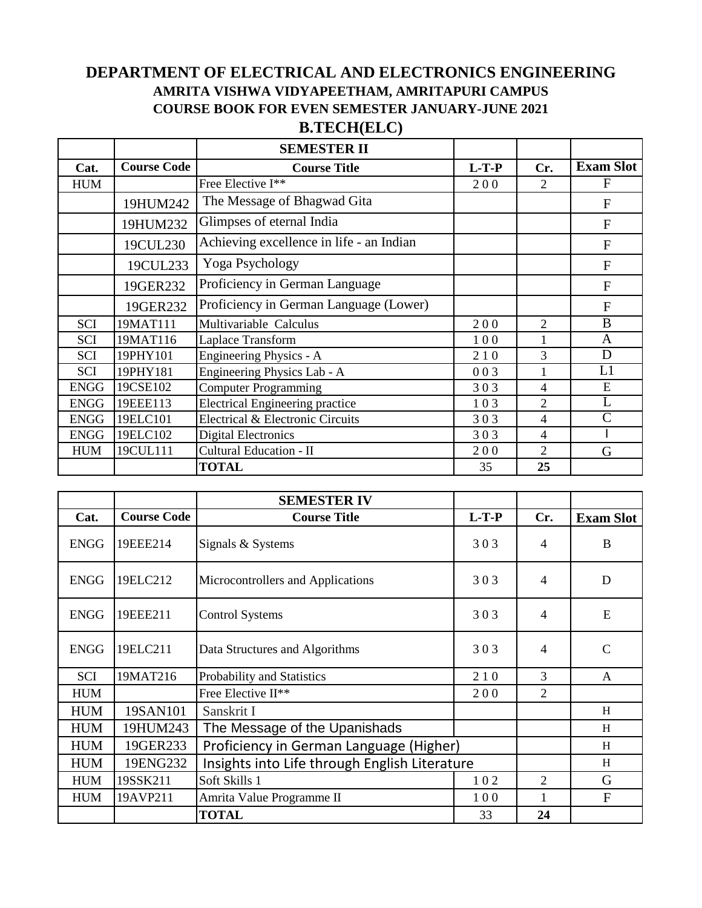# DEPARTMENT OF ELECTRICAL AND ELECTRONICS ENGINEERING

## AMRITA VISHWA VIDYAPEETHAM, AMRITAPURI CAMPUS

## COURSE BOOK FOR EVEN SEMESTER JANUARY-JUNE 2021

## B.TECH(ELC)

| | | SEMESTER II | | | |
|---|---|---|---|---|---|
| Cat. | Course Code | Course Title | L-T-P | Cr. | Exam Slot |
| HUM | | Free Elective I** | 2 0 0 | 2 | F |
| | 19HUM242 | The Message of Bhagwad Gita | | | F |
| | 19HUM232 | Glimpses of eternal India | | | F |
| | 19CUL230 | Achieving excellence in life - an Indian | | | F |
| | 19CUL233 | Yoga Psychology | | | F |
| | 19GER232 | Proficiency in German Language | | | F |
| | 19GER232 | Proficiency in German Language (Lower) | | | F |
| SCI | 19MAT111 | Multivariable Calculus | 2 0 0 | 2 | B |
| SCI | 19MAT116 | Laplace Transform | 1 0 0 | 1 | A |
| SCI | 19PHY101 | Engineering Physics - A | 2 1 0 | 3 | D |
| SCI | 19PHY181 | Engineering Physics Lab - A | 0 0 3 | 1 | L1 |
| ENGG | 19CSE102 | Computer Programming | 3 0 3 | 4 | E |
| ENGG | 19EEE113 | Electrical Engineering practice | 1 0 3 | 2 | L |
| ENGG | 19ELC101 | Electrical & Electronic Circuits | 3 0 3 | 4 | C |
| ENGG | 19ELC102 | Digital Electronics | 3 0 3 | 4 | I |
| HUM | 19CUL111 | Cultural Education - II | 2 0 0 | 2 | G |
| | | **TOTAL** | 35 | **25** | |

| | | SEMESTER IV | | | |
|---|---|---|---|---|---|
| Cat. | Course Code | Course Title | L-T-P | Cr. | Exam Slot |
| ENGG | 19EEE214 | Signals & Systems | 3 0 3 | 4 | B |
| ENGG | 19ELC212 | Microcontrollers and Applications | 3 0 3 | 4 | D |
| ENGG | 19EEE211 | Control Systems | 3 0 3 | 4 | E |
| ENGG | 19ELC211 | Data Structures and Algorithms | 3 0 3 | 4 | C |
| SCI | 19MAT216 | Probability and Statistics | 2 1 0 | 3 | A |
| HUM | | Free Elective II** | 2 0 0 | 2 | |
| HUM | 19SAN101 | Sanskrit I | | | H |
| HUM | 19HUM243 | The Message of the Upanishads | | | H |
| HUM | 19GER233 | Proficiency in German Language (Higher) | | | H |
| HUM | 19ENG232 | Insights into Life through English Literature | | | H |
| HUM | 19SSK211 | Soft Skills 1 | 1 0 2 | 2 | G |
| HUM | 19AVP211 | Amrita Value Programme II | 1 0 0 | 1 | F |
| | | **TOTAL** | 33 | **24** | |